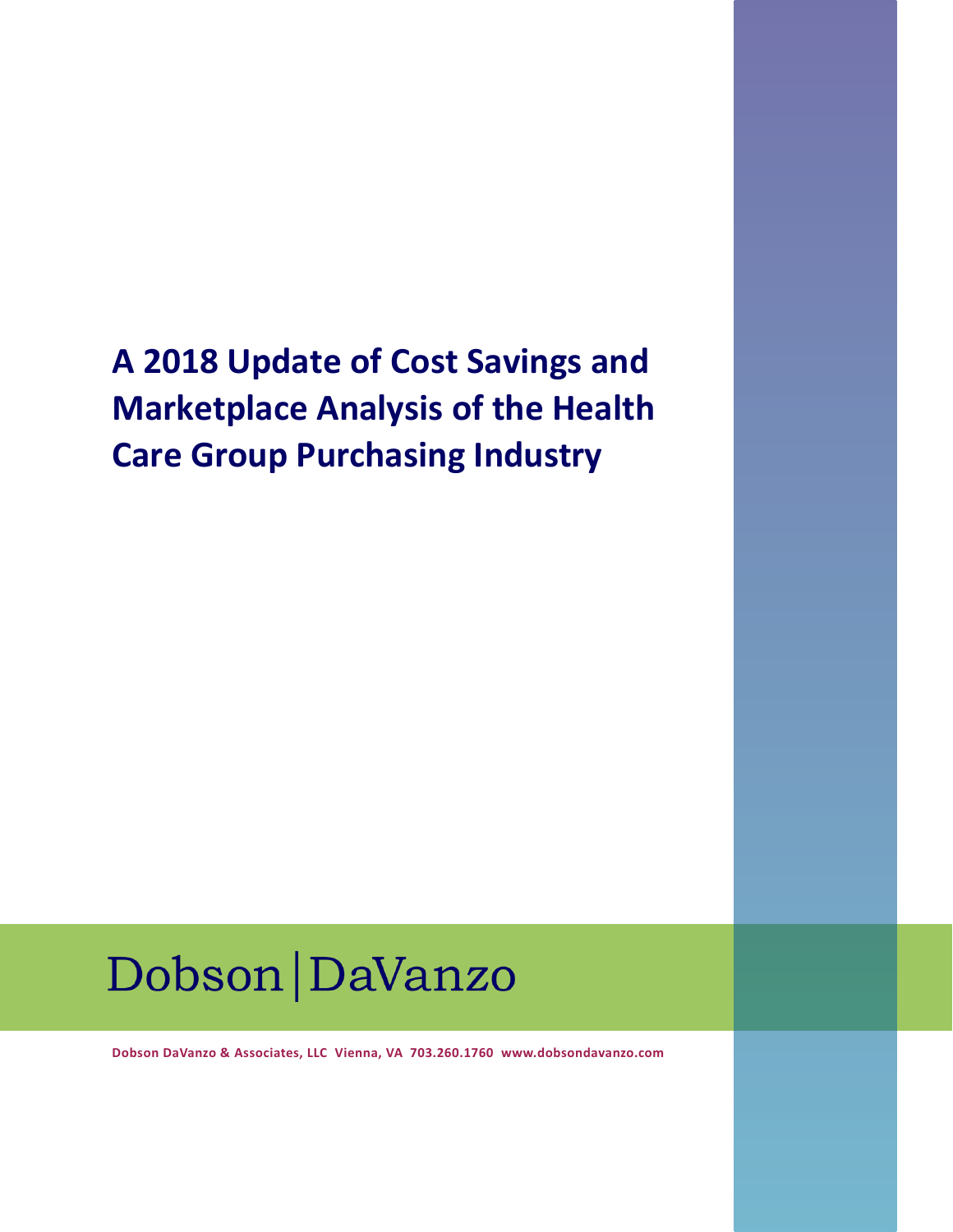# A 2018 Update of Cost Savings and Marketplace Analysis of the Health Care Group Purchasing Industry

Dobson | DaVanzo

**Dobson DaVanzo & Associates, LLC Vienna, VA 703.260.1760 www.dobsondavanzo.com**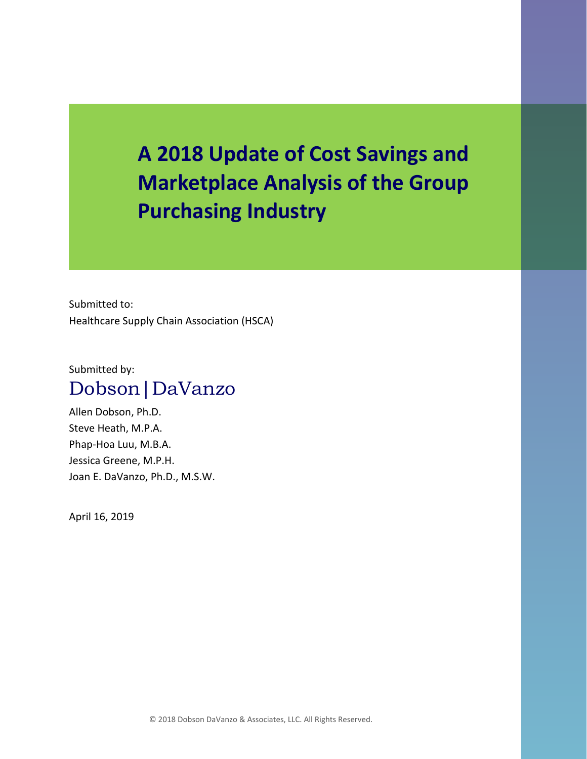# A 2018 Update of Cost Savings and Marketplace Analysis of the Group Purchasing Industry

Submitted to:
Healthcare Supply Chain Association (HSCA)

Submitted by:
Dobson | DaVanzo

Allen Dobson, Ph.D.
Steve Heath, M.P.A.
Phap-Hoa Luu, M.B.A.
Jessica Greene, M.P.H.
Joan E. DaVanzo, Ph.D., M.S.W.

April 16, 2019

© 2018 Dobson DaVanzo & Associates, LLC. All Rights Reserved.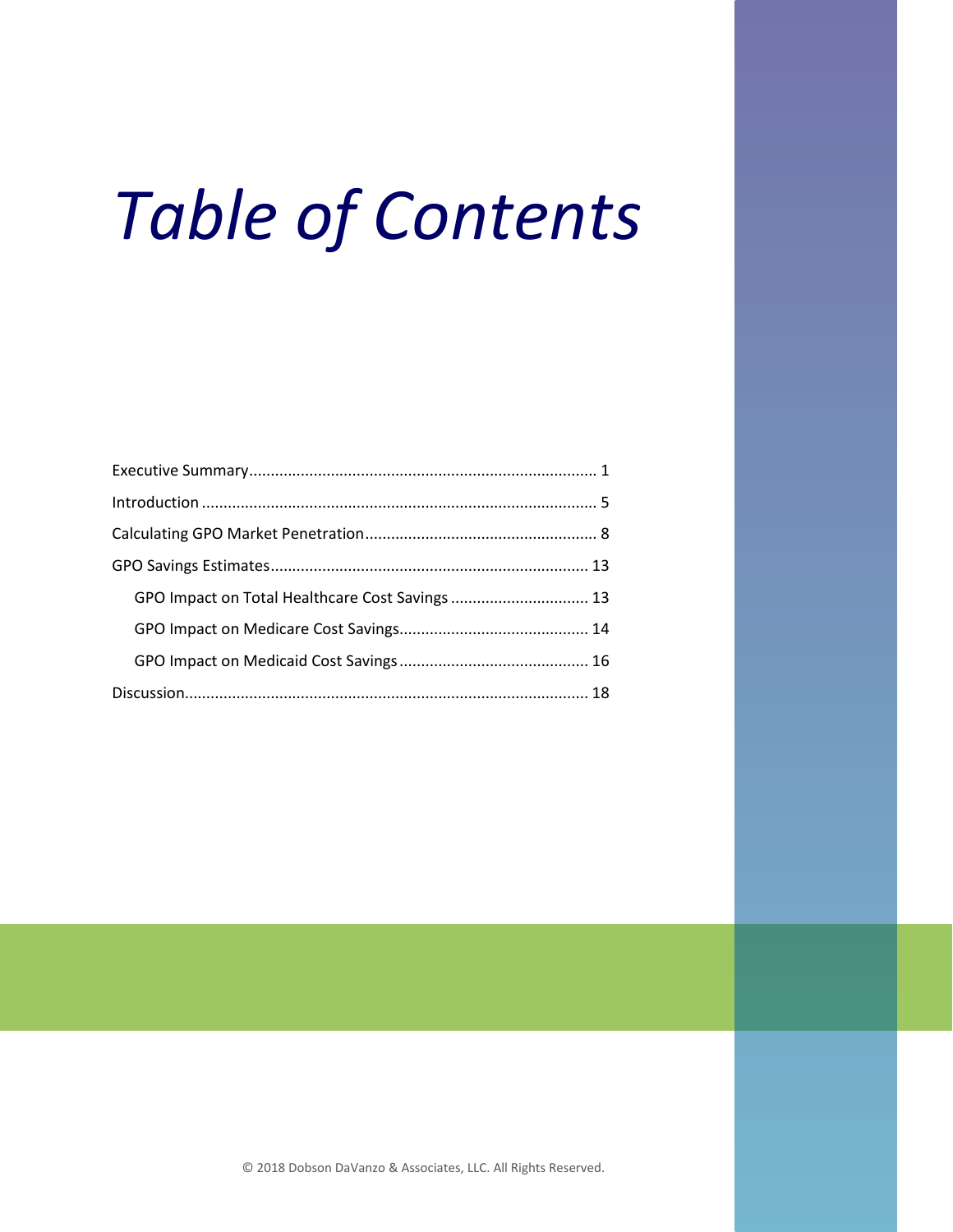# *Table of Contents*

Executive Summary ................................................................................ 1

Introduction ........................................................................................... 5

Calculating GPO Market Penetration ..................................................... 8

GPO Savings Estimates ......................................................................... 13

- GPO Impact on Total Healthcare Cost Savings ................................ 13
- GPO Impact on Medicare Cost Savings ............................................ 14
- GPO Impact on Medicaid Cost Savings ............................................ 16

Discussion ............................................................................................ 18

© 2018 Dobson DaVanzo & Associates, LLC. All Rights Reserved.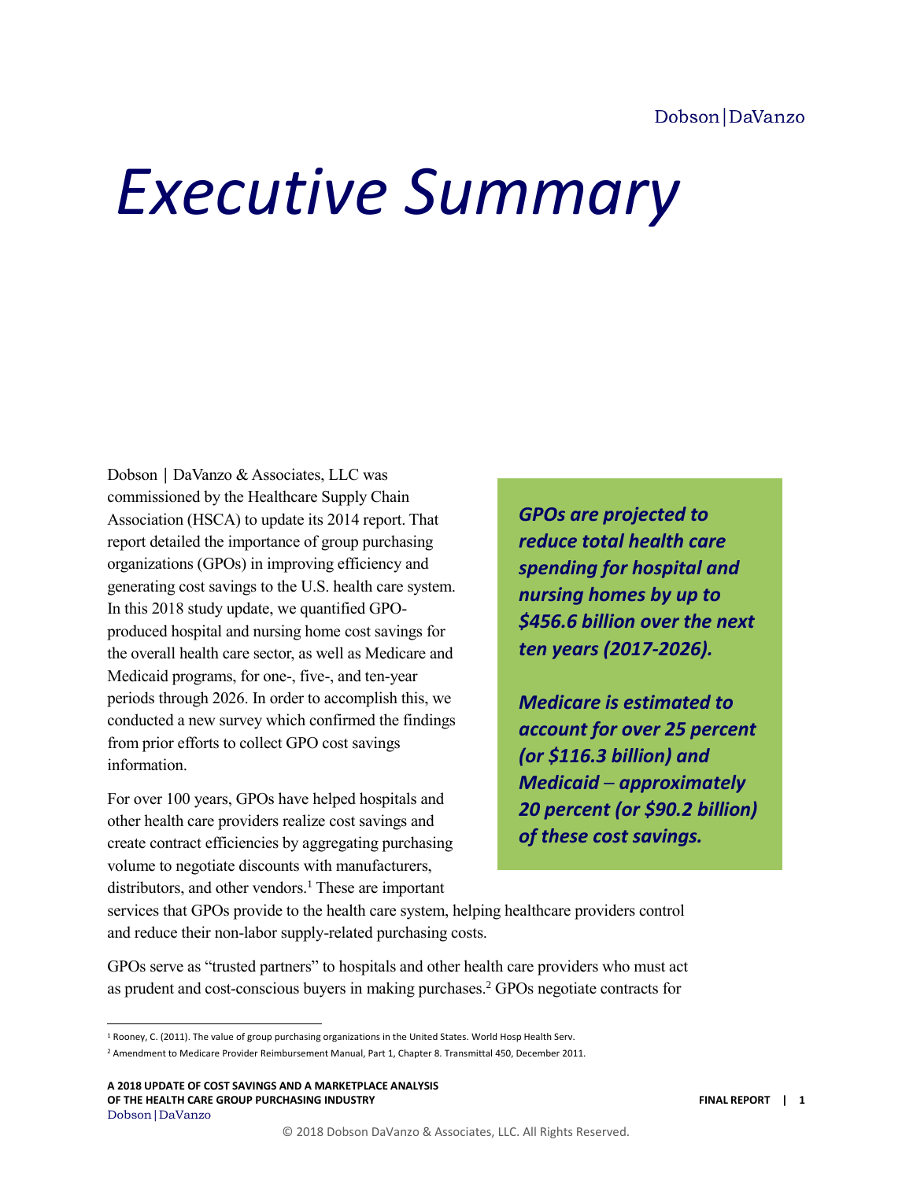# Executive Summary

Dobson | DaVanzo & Associates, LLC was commissioned by the Healthcare Supply Chain Association (HSCA) to update its 2014 report. That report detailed the importance of group purchasing organizations (GPOs) in improving efficiency and generating cost savings to the U.S. health care system. In this 2018 study update, we quantified GPO-produced hospital and nursing home cost savings for the overall health care sector, as well as Medicare and Medicaid programs, for one-, five-, and ten-year periods through 2026. In order to accomplish this, we conducted a new survey which confirmed the findings from prior efforts to collect GPO cost savings information.

***GPOs are projected to reduce total health care spending for hospital and nursing homes by up to \$456.6 billion over the next ten years (2017-2026).***

***Medicare is estimated to account for over 25 percent (or \$116.3 billion) and Medicaid – approximately 20 percent (or \$90.2 billion) of these cost savings.***

For over 100 years, GPOs have helped hospitals and other health care providers realize cost savings and create contract efficiencies by aggregating purchasing volume to negotiate discounts with manufacturers, distributors, and other vendors.[1] These are important services that GPOs provide to the health care system, helping healthcare providers control and reduce their non-labor supply-related purchasing costs.

GPOs serve as "trusted partners" to hospitals and other health care providers who must act as prudent and cost-conscious buyers in making purchases.[2] GPOs negotiate contracts for

---

[1] Rooney, C. (2011). The value of group purchasing organizations in the United States. World Hosp Health Serv.

[2] Amendment to Medicare Provider Reimbursement Manual, Part 1, Chapter 8. Transmittal 450, December 2011.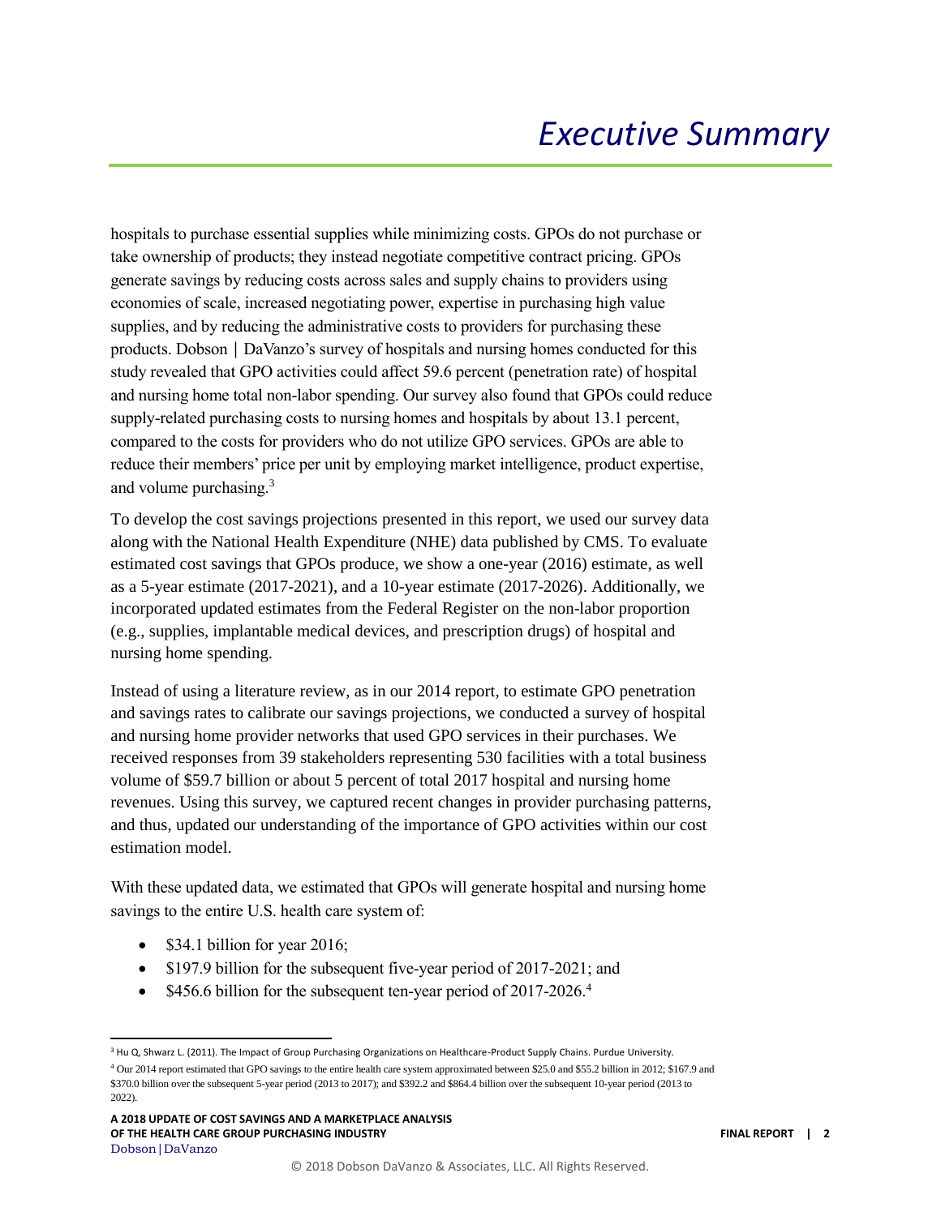# Executive Summary

hospitals to purchase essential supplies while minimizing costs. GPOs do not purchase or take ownership of products; they instead negotiate competitive contract pricing. GPOs generate savings by reducing costs across sales and supply chains to providers using economies of scale, increased negotiating power, expertise in purchasing high value supplies, and by reducing the administrative costs to providers for purchasing these products. Dobson | DaVanzo's survey of hospitals and nursing homes conducted for this study revealed that GPO activities could affect 59.6 percent (penetration rate) of hospital and nursing home total non-labor spending. Our survey also found that GPOs could reduce supply-related purchasing costs to nursing homes and hospitals by about 13.1 percent, compared to the costs for providers who do not utilize GPO services. GPOs are able to reduce their members' price per unit by employing market intelligence, product expertise, and volume purchasing.[3]

To develop the cost savings projections presented in this report, we used our survey data along with the National Health Expenditure (NHE) data published by CMS. To evaluate estimated cost savings that GPOs produce, we show a one-year (2016) estimate, as well as a 5-year estimate (2017-2021), and a 10-year estimate (2017-2026). Additionally, we incorporated updated estimates from the Federal Register on the non-labor proportion (e.g., supplies, implantable medical devices, and prescription drugs) of hospital and nursing home spending.

Instead of using a literature review, as in our 2014 report, to estimate GPO penetration and savings rates to calibrate our savings projections, we conducted a survey of hospital and nursing home provider networks that used GPO services in their purchases. We received responses from 39 stakeholders representing 530 facilities with a total business volume of $59.7 billion or about 5 percent of total 2017 hospital and nursing home revenues. Using this survey, we captured recent changes in provider purchasing patterns, and thus, updated our understanding of the importance of GPO activities within our cost estimation model.

With these updated data, we estimated that GPOs will generate hospital and nursing home savings to the entire U.S. health care system of:

- $34.1 billion for year 2016;
- $197.9 billion for the subsequent five-year period of 2017-2021; and
- $456.6 billion for the subsequent ten-year period of 2017-2026.[4]

[3] Hu Q, Shwarz L. (2011). The Impact of Group Purchasing Organizations on Healthcare-Product Supply Chains. Purdue University.

[4] Our 2014 report estimated that GPO savings to the entire health care system approximated between $25.0 and $55.2 billion in 2012; $167.9 and $370.0 billion over the subsequent 5-year period (2013 to 2017); and $392.2 and $864.4 billion over the subsequent 10-year period (2013 to 2022).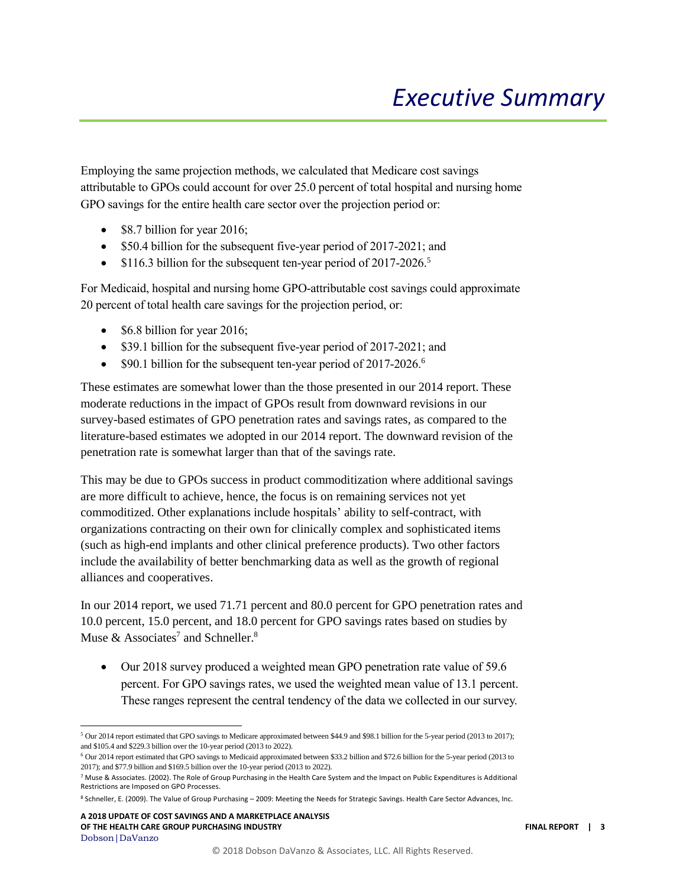# Executive Summary

Employing the same projection methods, we calculated that Medicare cost savings attributable to GPOs could account for over 25.0 percent of total hospital and nursing home GPO savings for the entire health care sector over the projection period or:

- $8.7 billion for year 2016;
- $50.4 billion for the subsequent five-year period of 2017-2021; and
- $116.3 billion for the subsequent ten-year period of 2017-2026.[5]

For Medicaid, hospital and nursing home GPO-attributable cost savings could approximate 20 percent of total health care savings for the projection period, or:

- $6.8 billion for year 2016;
- $39.1 billion for the subsequent five-year period of 2017-2021; and
- $90.1 billion for the subsequent ten-year period of 2017-2026.[6]

These estimates are somewhat lower than the those presented in our 2014 report. These moderate reductions in the impact of GPOs result from downward revisions in our survey-based estimates of GPO penetration rates and savings rates, as compared to the literature-based estimates we adopted in our 2014 report. The downward revision of the penetration rate is somewhat larger than that of the savings rate.

This may be due to GPOs success in product commoditization where additional savings are more difficult to achieve, hence, the focus is on remaining services not yet commoditized. Other explanations include hospitals' ability to self-contract, with organizations contracting on their own for clinically complex and sophisticated items (such as high-end implants and other clinical preference products). Two other factors include the availability of better benchmarking data as well as the growth of regional alliances and cooperatives.

In our 2014 report, we used 71.71 percent and 80.0 percent for GPO penetration rates and 10.0 percent, 15.0 percent, and 18.0 percent for GPO savings rates based on studies by Muse & Associates[7] and Schneller.[8]

- Our 2018 survey produced a weighted mean GPO penetration rate value of 59.6 percent. For GPO savings rates, we used the weighted mean value of 13.1 percent. These ranges represent the central tendency of the data we collected in our survey.

---

[5] Our 2014 report estimated that GPO savings to Medicare approximated between $44.9 and $98.1 billion for the 5-year period (2013 to 2017); and $105.4 and $229.3 billion over the 10-year period (2013 to 2022).

[6] Our 2014 report estimated that GPO savings to Medicaid approximated between $33.2 billion and $72.6 billion for the 5-year period (2013 to 2017); and $77.9 billion and $169.5 billion over the 10-year period (2013 to 2022).

[7] Muse & Associates. (2002). The Role of Group Purchasing in the Health Care System and the Impact on Public Expenditures is Additional Restrictions are Imposed on GPO Processes.

[8] Schneller, E. (2009). The Value of Group Purchasing – 2009: Meeting the Needs for Strategic Savings. Health Care Sector Advances, Inc.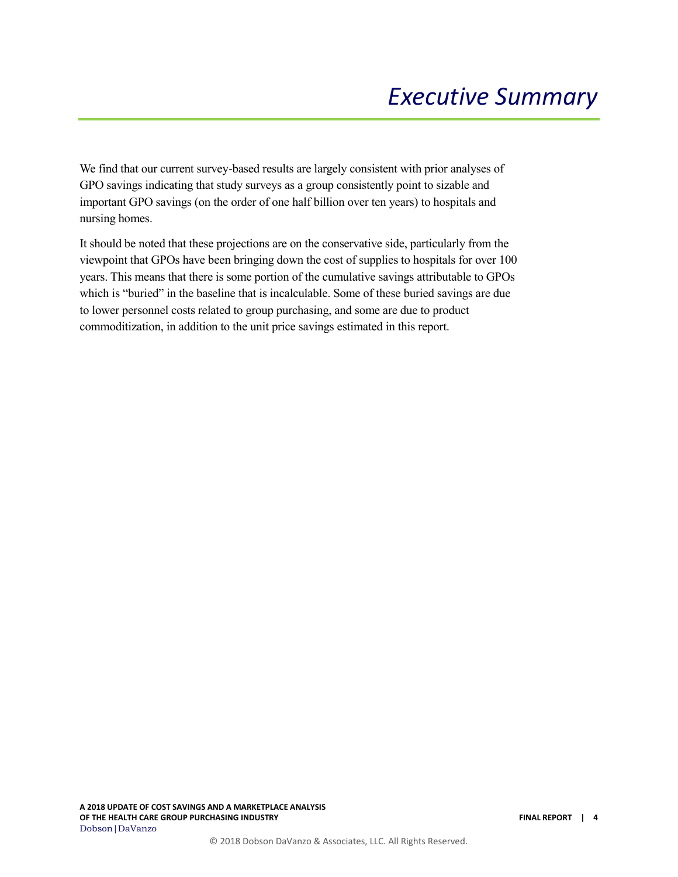# *Executive Summary*

We find that our current survey-based results are largely consistent with prior analyses of GPO savings indicating that study surveys as a group consistently point to sizable and important GPO savings (on the order of one half billion over ten years) to hospitals and nursing homes.

It should be noted that these projections are on the conservative side, particularly from the viewpoint that GPOs have been bringing down the cost of supplies to hospitals for over 100 years. This means that there is some portion of the cumulative savings attributable to GPOs which is "buried" in the baseline that is incalculable. Some of these buried savings are due to lower personnel costs related to group purchasing, and some are due to product commoditization, in addition to the unit price savings estimated in this report.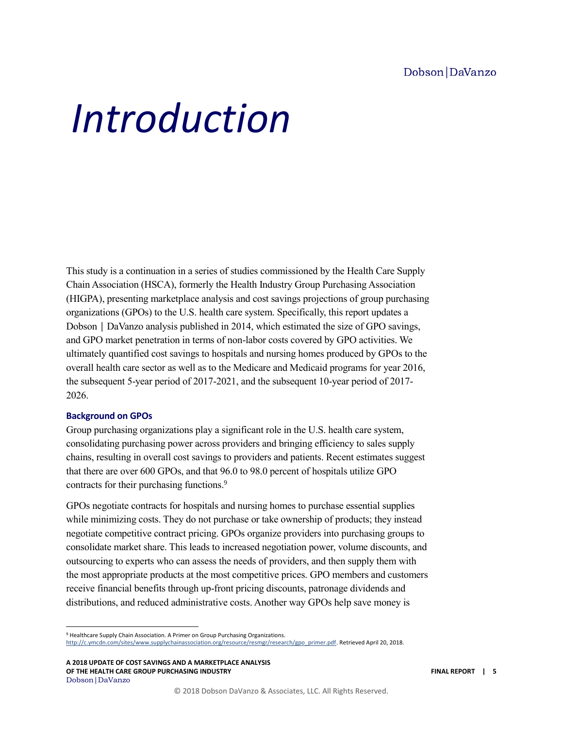# *Introduction*

This study is a continuation in a series of studies commissioned by the Health Care Supply Chain Association (HSCA), formerly the Health Industry Group Purchasing Association (HIGPA), presenting marketplace analysis and cost savings projections of group purchasing organizations (GPOs) to the U.S. health care system. Specifically, this report updates a Dobson | DaVanzo analysis published in 2014, which estimated the size of GPO savings, and GPO market penetration in terms of non-labor costs covered by GPO activities. We ultimately quantified cost savings to hospitals and nursing homes produced by GPOs to the overall health care sector as well as to the Medicare and Medicaid programs for year 2016, the subsequent 5-year period of 2017-2021, and the subsequent 10-year period of 2017-2026.

### Background on GPOs

Group purchasing organizations play a significant role in the U.S. health care system, consolidating purchasing power across providers and bringing efficiency to sales supply chains, resulting in overall cost savings to providers and patients. Recent estimates suggest that there are over 600 GPOs, and that 96.0 to 98.0 percent of hospitals utilize GPO contracts for their purchasing functions.[9]

GPOs negotiate contracts for hospitals and nursing homes to purchase essential supplies while minimizing costs. They do not purchase or take ownership of products; they instead negotiate competitive contract pricing. GPOs organize providers into purchasing groups to consolidate market share. This leads to increased negotiation power, volume discounts, and outsourcing to experts who can assess the needs of providers, and then supply them with the most appropriate products at the most competitive prices. GPO members and customers receive financial benefits through up-front pricing discounts, patronage dividends and distributions, and reduced administrative costs. Another way GPOs help save money is

---

[9] Healthcare Supply Chain Association. A Primer on Group Purchasing Organizations. http://c.ymcdn.com/sites/www.supplychainassociation.org/resource/resmgr/research/gpo_primer.pdf. Retrieved April 20, 2018.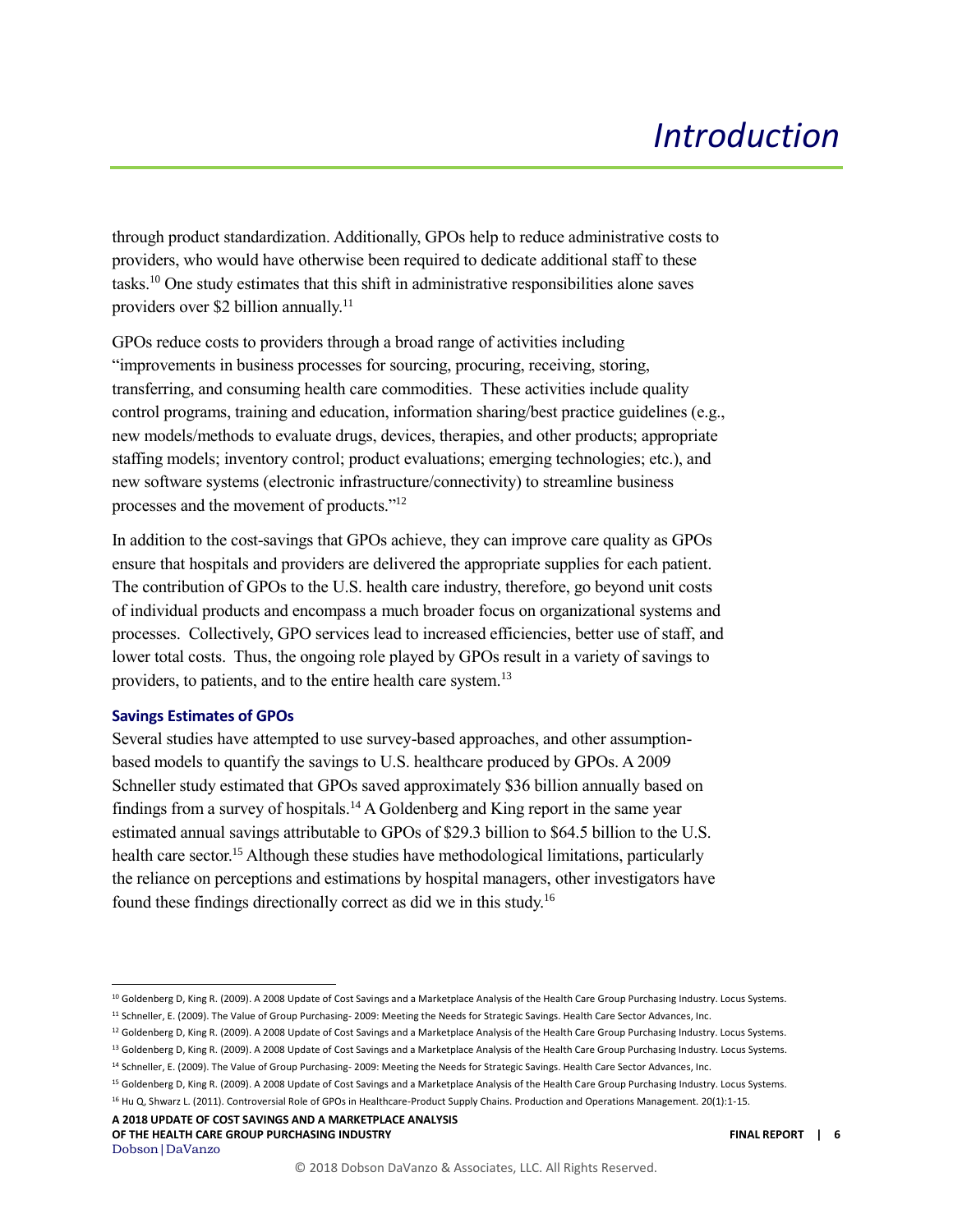through product standardization. Additionally, GPOs help to reduce administrative costs to providers, who would have otherwise been required to dedicate additional staff to these tasks.[10] One study estimates that this shift in administrative responsibilities alone saves providers over $2 billion annually.[11]

GPOs reduce costs to providers through a broad range of activities including "improvements in business processes for sourcing, procuring, receiving, storing, transferring, and consuming health care commodities. These activities include quality control programs, training and education, information sharing/best practice guidelines (e.g., new models/methods to evaluate drugs, devices, therapies, and other products; appropriate staffing models; inventory control; product evaluations; emerging technologies; etc.), and new software systems (electronic infrastructure/connectivity) to streamline business processes and the movement of products."[12]

In addition to the cost-savings that GPOs achieve, they can improve care quality as GPOs ensure that hospitals and providers are delivered the appropriate supplies for each patient. The contribution of GPOs to the U.S. health care industry, therefore, go beyond unit costs of individual products and encompass a much broader focus on organizational systems and processes. Collectively, GPO services lead to increased efficiencies, better use of staff, and lower total costs. Thus, the ongoing role played by GPOs result in a variety of savings to providers, to patients, and to the entire health care system.[13]

### Savings Estimates of GPOs

Several studies have attempted to use survey-based approaches, and other assumption-based models to quantify the savings to U.S. healthcare produced by GPOs. A 2009 Schneller study estimated that GPOs saved approximately $36 billion annually based on findings from a survey of hospitals.[14] A Goldenberg and King report in the same year estimated annual savings attributable to GPOs of $29.3 billion to $64.5 billion to the U.S. health care sector.[15] Although these studies have methodological limitations, particularly the reliance on perceptions and estimations by hospital managers, other investigators have found these findings directionally correct as did we in this study.[16]

---

[10] Goldenberg D, King R. (2009). A 2008 Update of Cost Savings and a Marketplace Analysis of the Health Care Group Purchasing Industry. Locus Systems.

[11] Schneller, E. (2009). The Value of Group Purchasing- 2009: Meeting the Needs for Strategic Savings. Health Care Sector Advances, Inc.

[12] Goldenberg D, King R. (2009). A 2008 Update of Cost Savings and a Marketplace Analysis of the Health Care Group Purchasing Industry. Locus Systems.

[13] Goldenberg D, King R. (2009). A 2008 Update of Cost Savings and a Marketplace Analysis of the Health Care Group Purchasing Industry. Locus Systems.

[14] Schneller, E. (2009). The Value of Group Purchasing- 2009: Meeting the Needs for Strategic Savings. Health Care Sector Advances, Inc.

[15] Goldenberg D, King R. (2009). A 2008 Update of Cost Savings and a Marketplace Analysis of the Health Care Group Purchasing Industry. Locus Systems.

[16] Hu Q, Shwarz L. (2011). Controversial Role of GPOs in Healthcare-Product Supply Chains. Production and Operations Management. 20(1):1-15.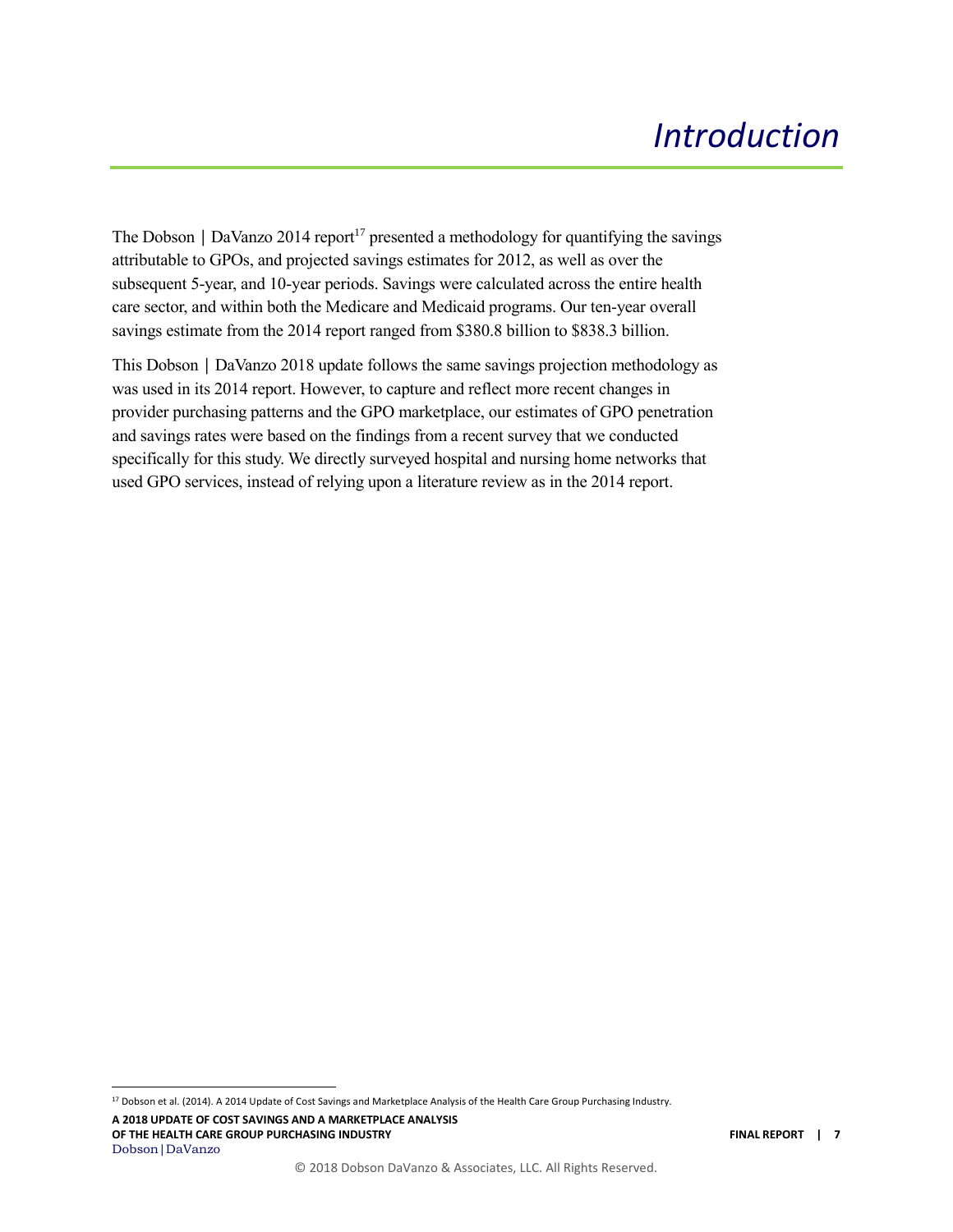# *Introduction*

The Dobson | DaVanzo 2014 report[17] presented a methodology for quantifying the savings attributable to GPOs, and projected savings estimates for 2012, as well as over the subsequent 5-year, and 10-year periods. Savings were calculated across the entire health care sector, and within both the Medicare and Medicaid programs. Our ten-year overall savings estimate from the 2014 report ranged from $380.8 billion to $838.3 billion.

This Dobson | DaVanzo 2018 update follows the same savings projection methodology as was used in its 2014 report. However, to capture and reflect more recent changes in provider purchasing patterns and the GPO marketplace, our estimates of GPO penetration and savings rates were based on the findings from a recent survey that we conducted specifically for this study. We directly surveyed hospital and nursing home networks that used GPO services, instead of relying upon a literature review as in the 2014 report.

[17] Dobson et al. (2014). A 2014 Update of Cost Savings and Marketplace Analysis of the Health Care Group Purchasing Industry.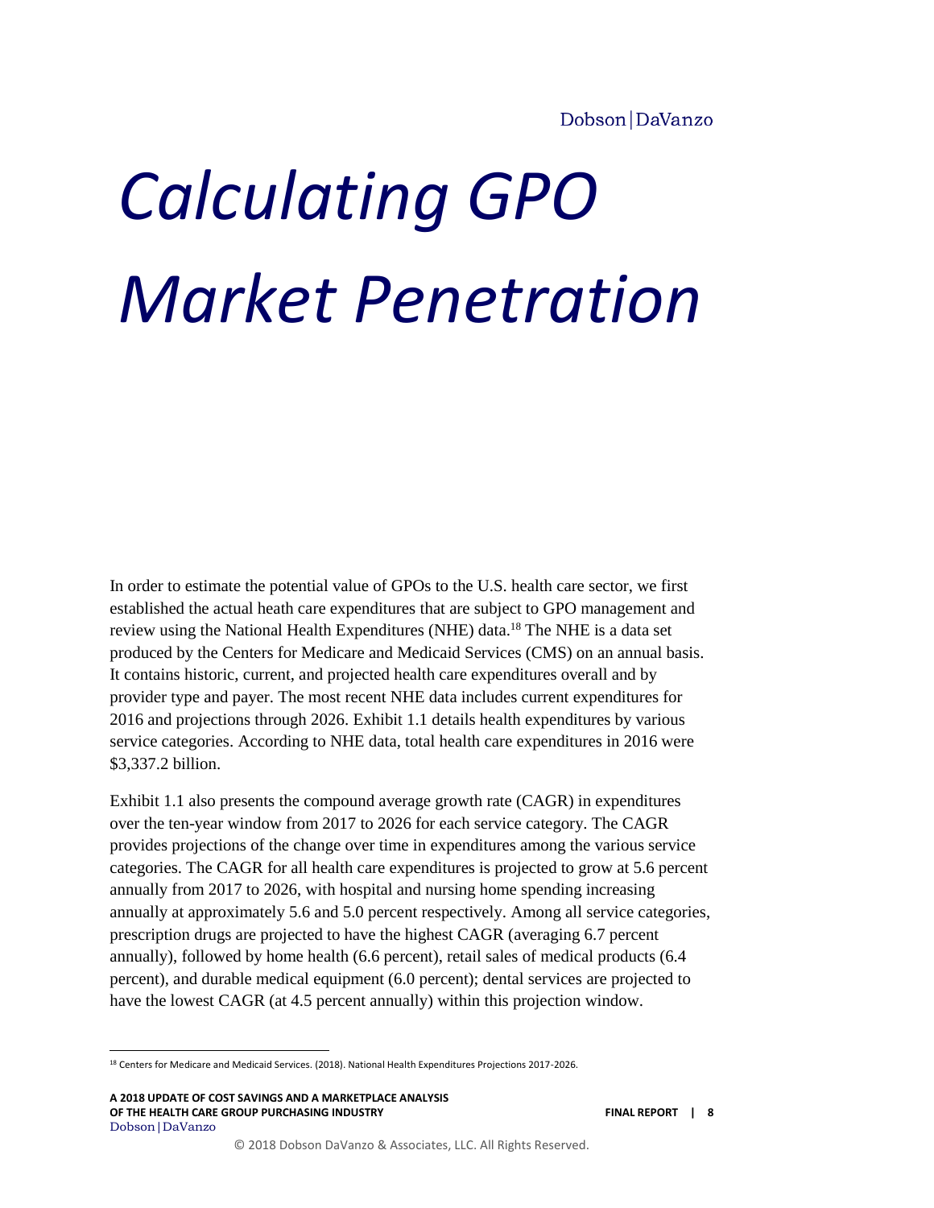# *Calculating GPO Market Penetration*

In order to estimate the potential value of GPOs to the U.S. health care sector, we first established the actual heath care expenditures that are subject to GPO management and review using the National Health Expenditures (NHE) data.[18] The NHE is a data set produced by the Centers for Medicare and Medicaid Services (CMS) on an annual basis. It contains historic, current, and projected health care expenditures overall and by provider type and payer. The most recent NHE data includes current expenditures for 2016 and projections through 2026. Exhibit 1.1 details health expenditures by various service categories. According to NHE data, total health care expenditures in 2016 were $3,337.2 billion.

Exhibit 1.1 also presents the compound average growth rate (CAGR) in expenditures over the ten-year window from 2017 to 2026 for each service category. The CAGR provides projections of the change over time in expenditures among the various service categories. The CAGR for all health care expenditures is projected to grow at 5.6 percent annually from 2017 to 2026, with hospital and nursing home spending increasing annually at approximately 5.6 and 5.0 percent respectively. Among all service categories, prescription drugs are projected to have the highest CAGR (averaging 6.7 percent annually), followed by home health (6.6 percent), retail sales of medical products (6.4 percent), and durable medical equipment (6.0 percent); dental services are projected to have the lowest CAGR (at 4.5 percent annually) within this projection window.

[18] Centers for Medicare and Medicaid Services. (2018). National Health Expenditures Projections 2017-2026.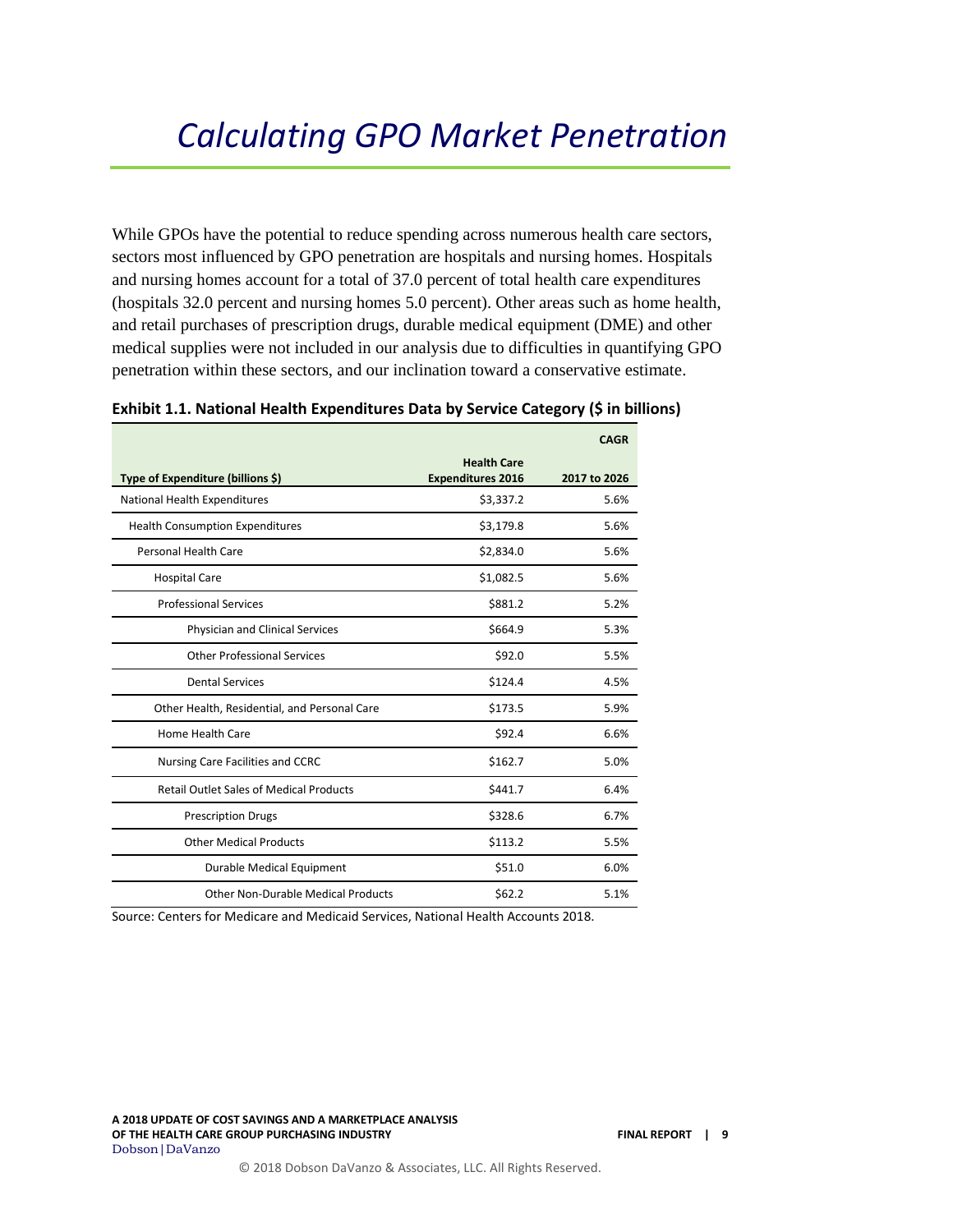# *Calculating GPO Market Penetration*

While GPOs have the potential to reduce spending across numerous health care sectors, sectors most influenced by GPO penetration are hospitals and nursing homes. Hospitals and nursing homes account for a total of 37.0 percent of total health care expenditures (hospitals 32.0 percent and nursing homes 5.0 percent). Other areas such as home health, and retail purchases of prescription drugs, durable medical equipment (DME) and other medical supplies were not included in our analysis due to difficulties in quantifying GPO penetration within these sectors, and our inclination toward a conservative estimate.

**Exhibit 1.1. National Health Expenditures Data by Service Category ($ in billions)**

| Type of Expenditure (billions $) | Health Care Expenditures 2016 | CAGR 2017 to 2026 |
|---|---|---|
| National Health Expenditures | $3,337.2 | 5.6% |
| Health Consumption Expenditures | $3,179.8 | 5.6% |
| Personal Health Care | $2,834.0 | 5.6% |
| Hospital Care | $1,082.5 | 5.6% |
| Professional Services | $881.2 | 5.2% |
| Physician and Clinical Services | $664.9 | 5.3% |
| Other Professional Services | $92.0 | 5.5% |
| Dental Services | $124.4 | 4.5% |
| Other Health, Residential, and Personal Care | $173.5 | 5.9% |
| Home Health Care | $92.4 | 6.6% |
| Nursing Care Facilities and CCRC | $162.7 | 5.0% |
| Retail Outlet Sales of Medical Products | $441.7 | 6.4% |
| Prescription Drugs | $328.6 | 6.7% |
| Other Medical Products | $113.2 | 5.5% |
| Durable Medical Equipment | $51.0 | 6.0% |
| Other Non-Durable Medical Products | $62.2 | 5.1% |

Source: Centers for Medicare and Medicaid Services, National Health Accounts 2018.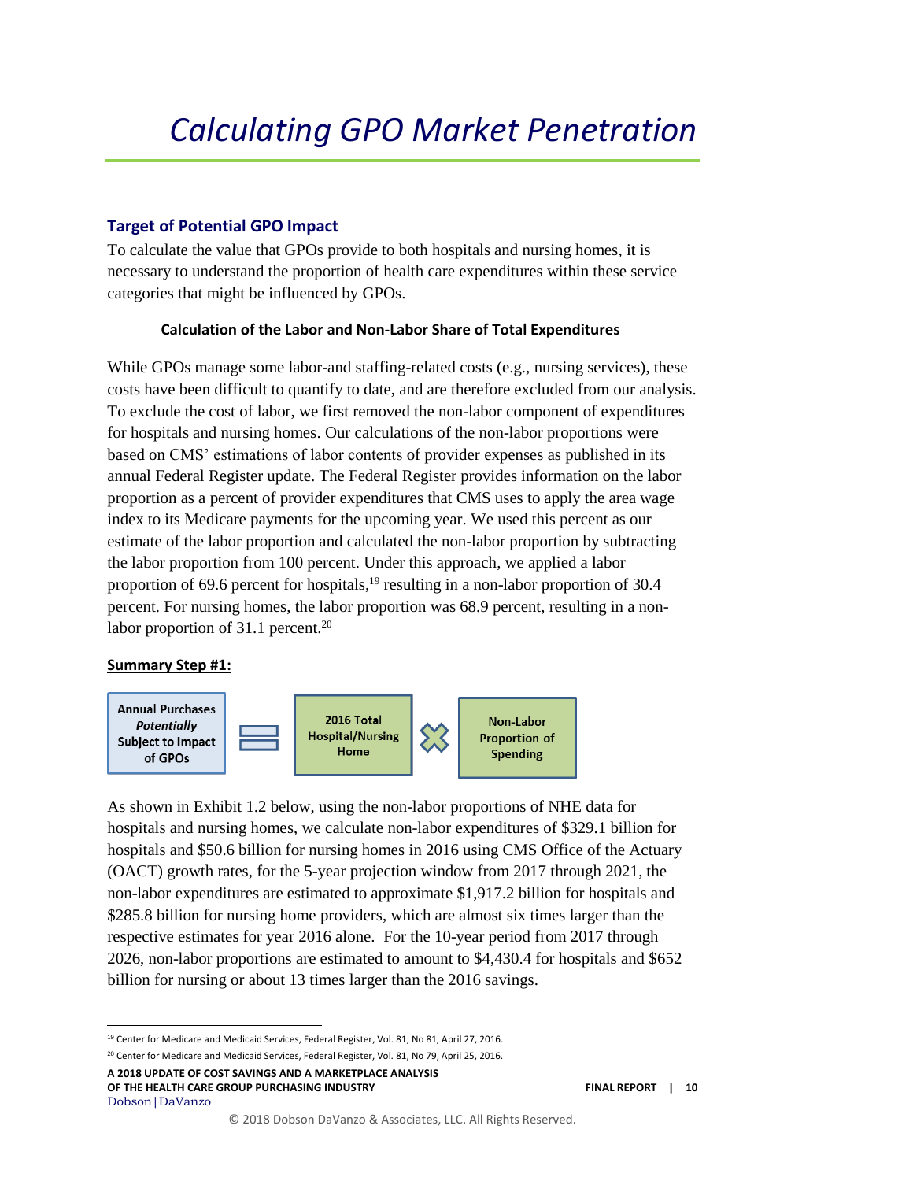# *Calculating GPO Market Penetration*

## Target of Potential GPO Impact

To calculate the value that GPOs provide to both hospitals and nursing homes, it is necessary to understand the proportion of health care expenditures within these service categories that might be influenced by GPOs.

#### Calculation of the Labor and Non-Labor Share of Total Expenditures

While GPOs manage some labor-and staffing-related costs (e.g., nursing services), these costs have been difficult to quantify to date, and are therefore excluded from our analysis. To exclude the cost of labor, we first removed the non-labor component of expenditures for hospitals and nursing homes. Our calculations of the non-labor proportions were based on CMS' estimations of labor contents of provider expenses as published in its annual Federal Register update. The Federal Register provides information on the labor proportion as a percent of provider expenditures that CMS uses to apply the area wage index to its Medicare payments for the upcoming year. We used this percent as our estimate of the labor proportion and calculated the non-labor proportion by subtracting the labor proportion from 100 percent. Under this approach, we applied a labor proportion of 69.6 percent for hospitals,[19] resulting in a non-labor proportion of 30.4 percent. For nursing homes, the labor proportion was 68.9 percent, resulting in a non-labor proportion of 31.1 percent.[20]

**Summary Step #1:**

Annual Purchases *Potentially* Subject to Impact of GPOs = 2016 Total Hospital/Nursing Home × Non-Labor Proportion of Spending

As shown in Exhibit 1.2 below, using the non-labor proportions of NHE data for hospitals and nursing homes, we calculate non-labor expenditures of $329.1 billion for hospitals and $50.6 billion for nursing homes in 2016 using CMS Office of the Actuary (OACT) growth rates, for the 5-year projection window from 2017 through 2021, the non-labor expenditures are estimated to approximate $1,917.2 billion for hospitals and $285.8 billion for nursing home providers, which are almost six times larger than the respective estimates for year 2016 alone. For the 10-year period from 2017 through 2026, non-labor proportions are estimated to amount to $4,430.4 for hospitals and $652 billion for nursing or about 13 times larger than the 2016 savings.

---

[19] Center for Medicare and Medicaid Services, Federal Register, Vol. 81, No 81, April 27, 2016.

[20] Center for Medicare and Medicaid Services, Federal Register, Vol. 81, No 79, April 25, 2016.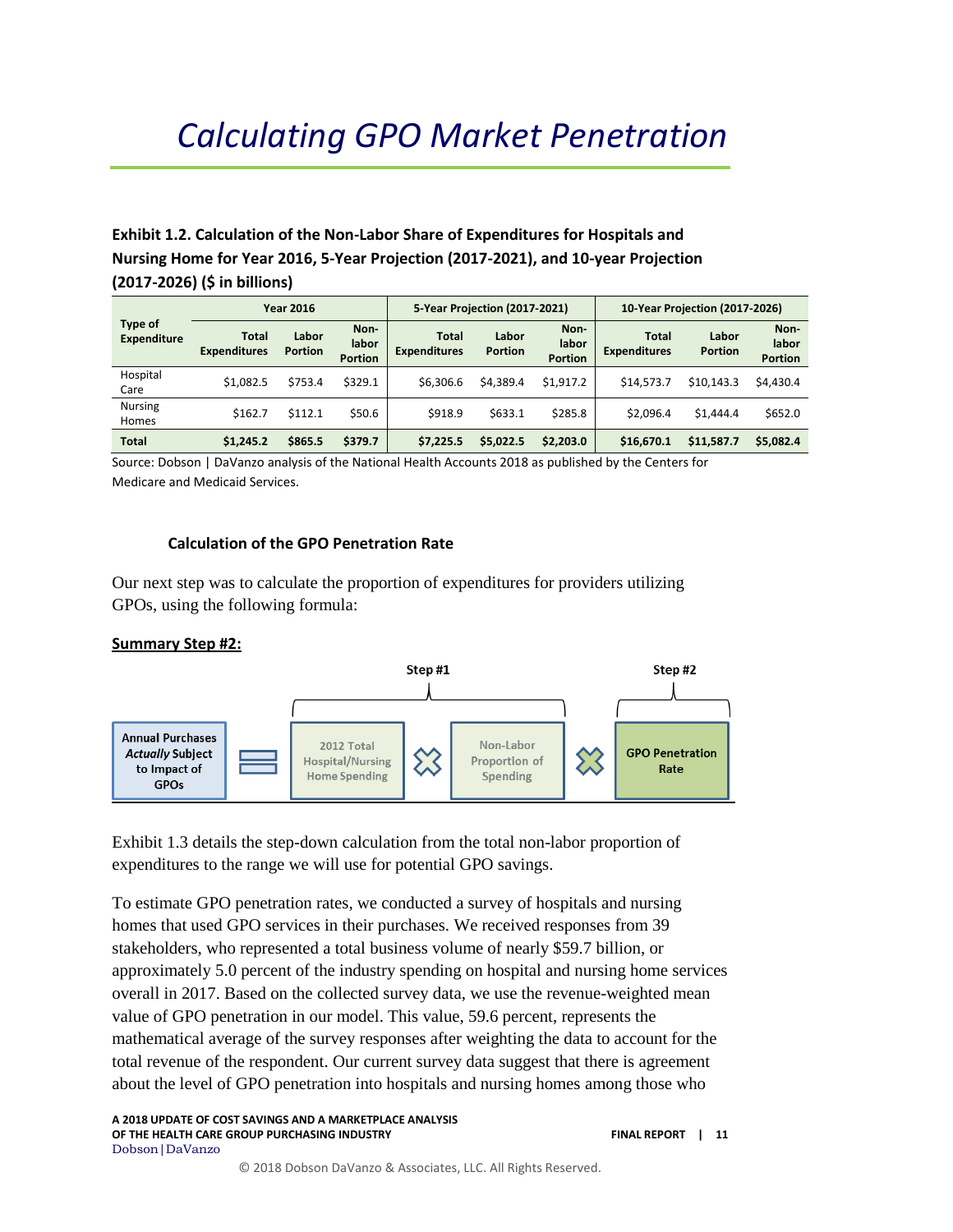# Calculating GPO Market Penetration

**Exhibit 1.2. Calculation of the Non-Labor Share of Expenditures for Hospitals and Nursing Home for Year 2016, 5-Year Projection (2017-2021), and 10-year Projection (2017-2026) ($ in billions)**

| Type of Expenditure | Year 2016 | | | 5-Year Projection (2017-2021) | | | 10-Year Projection (2017-2026) | | |
|---|---|---|---|---|---|---|---|---|---|
| | Total Expenditures | Labor Portion | Non-labor Portion | Total Expenditures | Labor Portion | Non-labor Portion | Total Expenditures | Labor Portion | Non-labor Portion |
| Hospital Care | $1,082.5 | $753.4 | $329.1 | $6,306.6 | $4,389.4 | $1,917.2 | $14,573.7 | $10,143.3 | $4,430.4 |
| Nursing Homes | $162.7 | $112.1 | $50.6 | $918.9 | $633.1 | $285.8 | $2,096.4 | $1,444.4 | $652.0 |
| **Total** | **$1,245.2** | **$865.5** | **$379.7** | **$7,225.5** | **$5,022.5** | **$2,203.0** | **$16,670.1** | **$11,587.7** | **$5,082.4** |

Source: Dobson | DaVanzo analysis of the National Health Accounts 2018 as published by the Centers for Medicare and Medicaid Services.

### Calculation of the GPO Penetration Rate

Our next step was to calculate the proportion of expenditures for providers utilizing GPOs, using the following formula:

**Summary Step #2:**

Annual Purchases *Actually* Subject to Impact of GPOs = [Step #1: 2012 Total Hospital/Nursing Home Spending × Non-Labor Proportion of Spending] × [Step #2: GPO Penetration Rate]

Exhibit 1.3 details the step-down calculation from the total non-labor proportion of expenditures to the range we will use for potential GPO savings.

To estimate GPO penetration rates, we conducted a survey of hospitals and nursing homes that used GPO services in their purchases. We received responses from 39 stakeholders, who represented a total business volume of nearly $59.7 billion, or approximately 5.0 percent of the industry spending on hospital and nursing home services overall in 2017. Based on the collected survey data, we use the revenue-weighted mean value of GPO penetration in our model. This value, 59.6 percent, represents the mathematical average of the survey responses after weighting the data to account for the total revenue of the respondent. Our current survey data suggest that there is agreement about the level of GPO penetration into hospitals and nursing homes among those who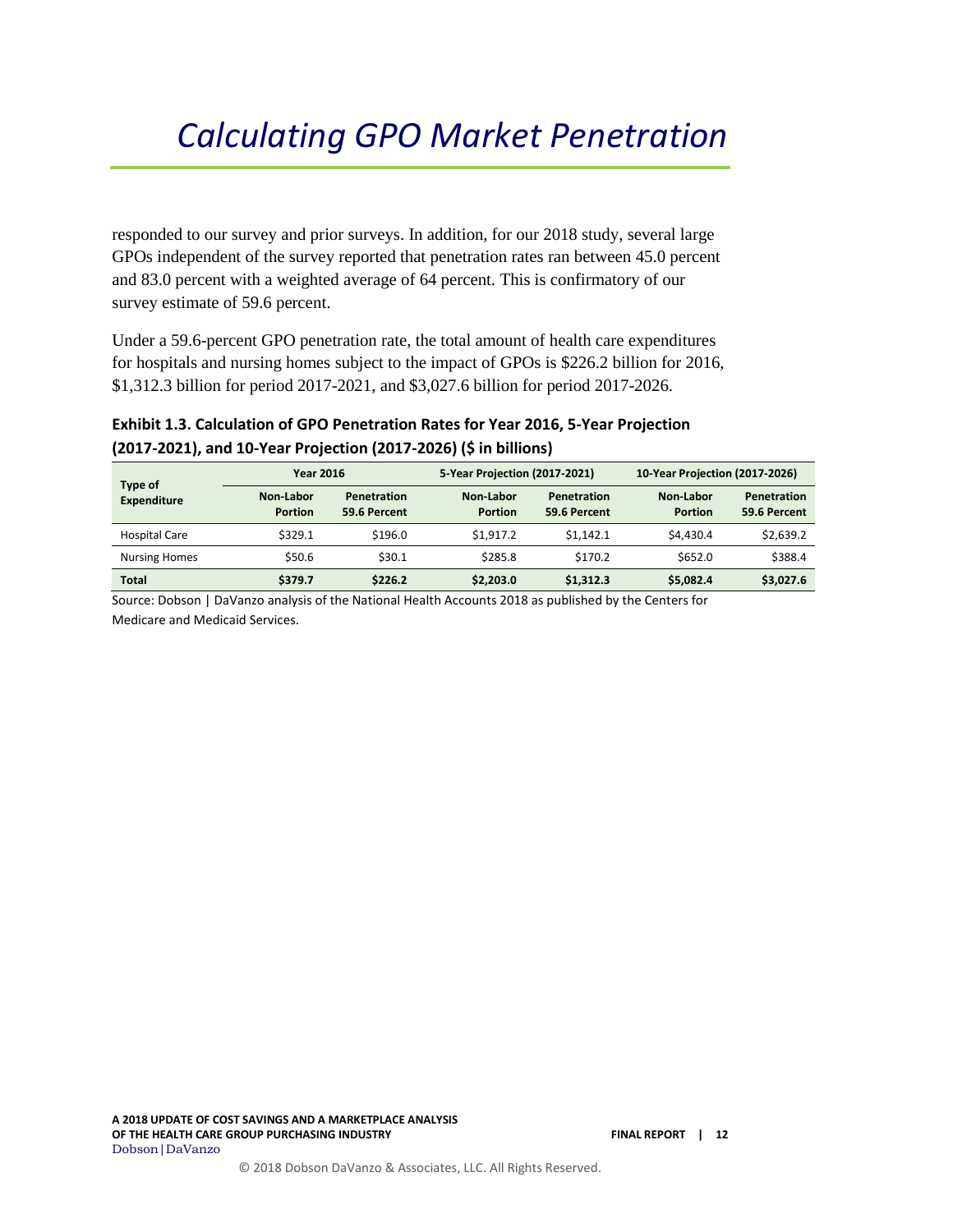# *Calculating GPO Market Penetration*

responded to our survey and prior surveys. In addition, for our 2018 study, several large GPOs independent of the survey reported that penetration rates ran between 45.0 percent and 83.0 percent with a weighted average of 64 percent. This is confirmatory of our survey estimate of 59.6 percent.

Under a 59.6-percent GPO penetration rate, the total amount of health care expenditures for hospitals and nursing homes subject to the impact of GPOs is $226.2 billion for 2016, $1,312.3 billion for period 2017-2021, and $3,027.6 billion for period 2017-2026.

**Exhibit 1.3. Calculation of GPO Penetration Rates for Year 2016, 5-Year Projection (2017-2021), and 10-Year Projection (2017-2026) ($ in billions)**

| Type of Expenditure | Year 2016 | | 5-Year Projection (2017-2021) | | 10-Year Projection (2017-2026) | |
|---|---|---|---|---|---|---|
| | Non-Labor Portion | Penetration 59.6 Percent | Non-Labor Portion | Penetration 59.6 Percent | Non-Labor Portion | Penetration 59.6 Percent |
| Hospital Care | $329.1 | $196.0 | $1,917.2 | $1,142.1 | $4,430.4 | $2,639.2 |
| Nursing Homes | $50.6 | $30.1 | $285.8 | $170.2 | $652.0 | $388.4 |
| **Total** | **$379.7** | **$226.2** | **$2,203.0** | **$1,312.3** | **$5,082.4** | **$3,027.6** |

Source: Dobson | DaVanzo analysis of the National Health Accounts 2018 as published by the Centers for Medicare and Medicaid Services.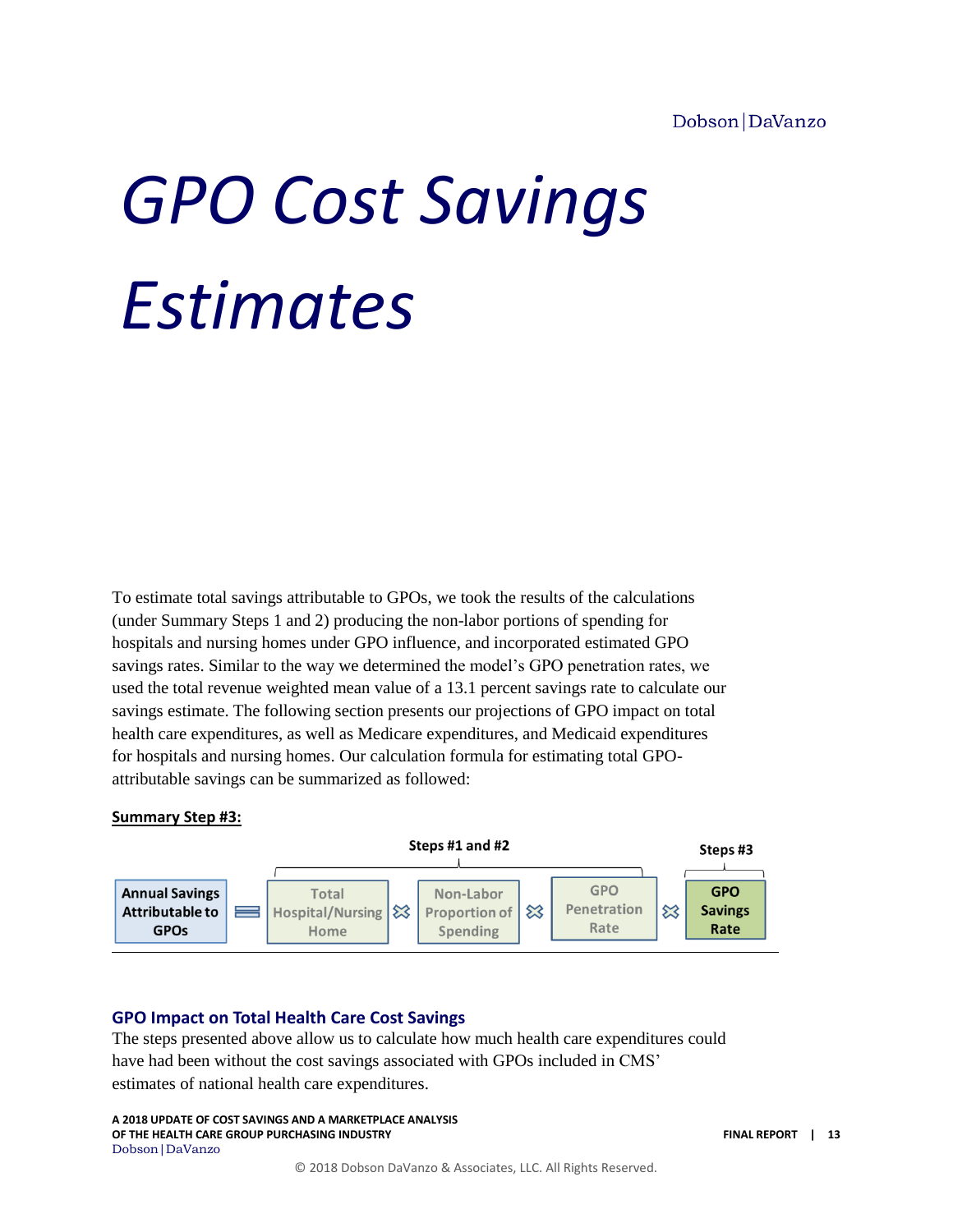# *GPO Cost Savings Estimates*

To estimate total savings attributable to GPOs, we took the results of the calculations (under Summary Steps 1 and 2) producing the non-labor portions of spending for hospitals and nursing homes under GPO influence, and incorporated estimated GPO savings rates. Similar to the way we determined the model's GPO penetration rates, we used the total revenue weighted mean value of a 13.1 percent savings rate to calculate our savings estimate. The following section presents our projections of GPO impact on total health care expenditures, as well as Medicare expenditures, and Medicaid expenditures for hospitals and nursing homes. Our calculation formula for estimating total GPO-attributable savings can be summarized as followed:

**Summary Step #3:**

| | | Steps #1 and #2 | | | | | | Steps #3 |
|---|---|---|---|---|---|---|---|---|
| **Annual Savings Attributable to GPOs** | = | Total Hospital/Nursing Home | × | Non-Labor Proportion of Spending | × | GPO Penetration Rate | × | **GPO Savings Rate** |

## GPO Impact on Total Health Care Cost Savings

The steps presented above allow us to calculate how much health care expenditures could have had been without the cost savings associated with GPOs included in CMS' estimates of national health care expenditures.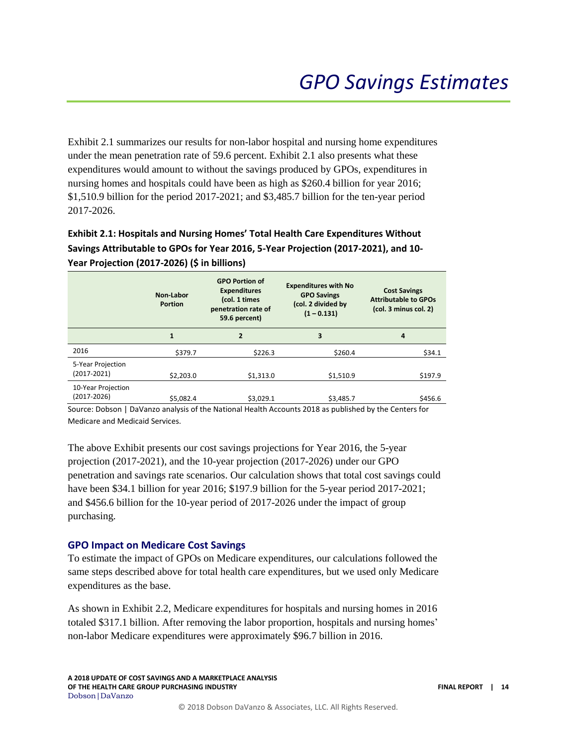# *GPO Savings Estimates*

Exhibit 2.1 summarizes our results for non-labor hospital and nursing home expenditures under the mean penetration rate of 59.6 percent. Exhibit 2.1 also presents what these expenditures would amount to without the savings produced by GPOs, expenditures in nursing homes and hospitals could have been as high as $260.4 billion for year 2016; $1,510.9 billion for the period 2017-2021; and $3,485.7 billion for the ten-year period 2017-2026.

**Exhibit 2.1: Hospitals and Nursing Homes' Total Health Care Expenditures Without Savings Attributable to GPOs for Year 2016, 5-Year Projection (2017-2021), and 10-Year Projection (2017-2026) ($ in billions)**

| | Non-Labor Portion | GPO Portion of Expenditures (col. 1 times penetration rate of 59.6 percent) | Expenditures with No GPO Savings (col. 2 divided by (1 – 0.131) | Cost Savings Attributable to GPOs (col. 3 minus col. 2) |
|---|---|---|---|---|
| | **1** | **2** | **3** | **4** |
| 2016 | $379.7 | $226.3 | $260.4 | $34.1 |
| 5-Year Projection (2017-2021) | $2,203.0 | $1,313.0 | $1,510.9 | $197.9 |
| 10-Year Projection (2017-2026) | $5,082.4 | $3,029.1 | $3,485.7 | $456.6 |

Source: Dobson | DaVanzo analysis of the National Health Accounts 2018 as published by the Centers for Medicare and Medicaid Services.

The above Exhibit presents our cost savings projections for Year 2016, the 5-year projection (2017-2021), and the 10-year projection (2017-2026) under our GPO penetration and savings rate scenarios. Our calculation shows that total cost savings could have been $34.1 billion for year 2016; $197.9 billion for the 5-year period 2017-2021; and $456.6 billion for the 10-year period of 2017-2026 under the impact of group purchasing.

### GPO Impact on Medicare Cost Savings

To estimate the impact of GPOs on Medicare expenditures, our calculations followed the same steps described above for total health care expenditures, but we used only Medicare expenditures as the base.

As shown in Exhibit 2.2, Medicare expenditures for hospitals and nursing homes in 2016 totaled $317.1 billion. After removing the labor proportion, hospitals and nursing homes' non-labor Medicare expenditures were approximately $96.7 billion in 2016.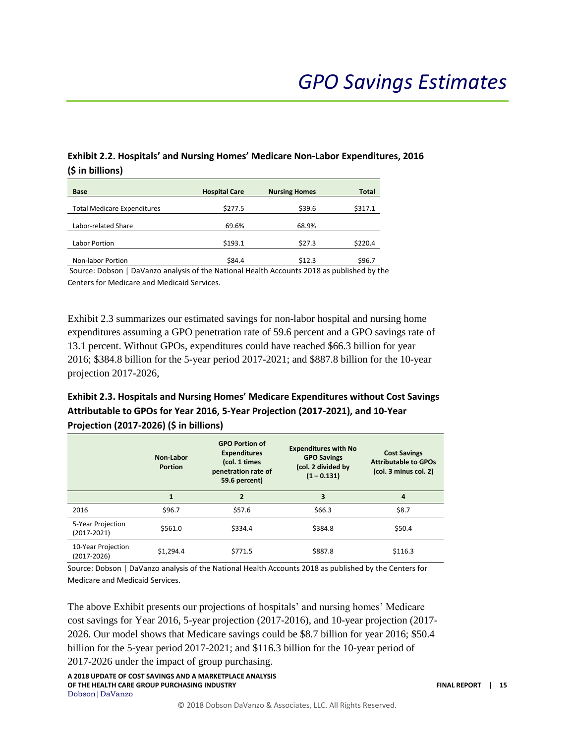# GPO Savings Estimates

**Exhibit 2.2. Hospitals' and Nursing Homes' Medicare Non-Labor Expenditures, 2016 ($ in billions)**

| Base | Hospital Care | Nursing Homes | Total |
|---|---|---|---|
| Total Medicare Expenditures | $277.5 | $39.6 | $317.1 |
| Labor-related Share | 69.6% | 68.9% | |
| Labor Portion | $193.1 | $27.3 | $220.4 |
| Non-labor Portion | $84.4 | $12.3 | $96.7 |

Source: Dobson | DaVanzo analysis of the National Health Accounts 2018 as published by the Centers for Medicare and Medicaid Services.

Exhibit 2.3 summarizes our estimated savings for non-labor hospital and nursing home expenditures assuming a GPO penetration rate of 59.6 percent and a GPO savings rate of 13.1 percent. Without GPOs, expenditures could have reached $66.3 billion for year 2016; $384.8 billion for the 5-year period 2017-2021; and $887.8 billion for the 10-year projection 2017-2026,

**Exhibit 2.3. Hospitals and Nursing Homes' Medicare Expenditures without Cost Savings Attributable to GPOs for Year 2016, 5-Year Projection (2017-2021), and 10-Year Projection (2017-2026) ($ in billions)**

| | Non-Labor Portion | GPO Portion of Expenditures (col. 1 times penetration rate of 59.6 percent) | Expenditures with No GPO Savings (col. 2 divided by (1 – 0.131) | Cost Savings Attributable to GPOs (col. 3 minus col. 2) |
|---|---|---|---|---|
| | 1 | 2 | 3 | 4 |
| 2016 | $96.7 | $57.6 | $66.3 | $8.7 |
| 5-Year Projection (2017-2021) | $561.0 | $334.4 | $384.8 | $50.4 |
| 10-Year Projection (2017-2026) | $1,294.4 | $771.5 | $887.8 | $116.3 |

Source: Dobson | DaVanzo analysis of the National Health Accounts 2018 as published by the Centers for Medicare and Medicaid Services.

The above Exhibit presents our projections of hospitals' and nursing homes' Medicare cost savings for Year 2016, 5-year projection (2017-2016), and 10-year projection (2017-2026. Our model shows that Medicare savings could be $8.7 billion for year 2016; $50.4 billion for the 5-year period 2017-2021; and $116.3 billion for the 10-year period of 2017-2026 under the impact of group purchasing.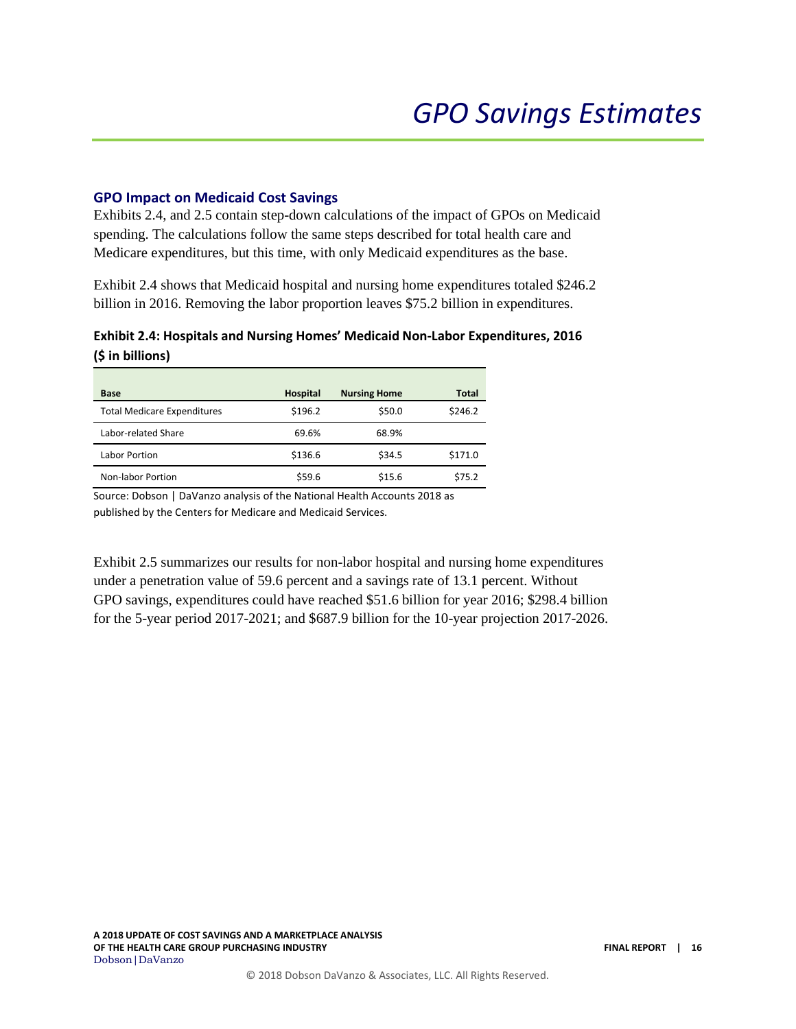# GPO Savings Estimates

### GPO Impact on Medicaid Cost Savings

Exhibits 2.4, and 2.5 contain step-down calculations of the impact of GPOs on Medicaid spending. The calculations follow the same steps described for total health care and Medicare expenditures, but this time, with only Medicaid expenditures as the base.

Exhibit 2.4 shows that Medicaid hospital and nursing home expenditures totaled $246.2 billion in 2016. Removing the labor proportion leaves $75.2 billion in expenditures.

**Exhibit 2.4: Hospitals and Nursing Homes' Medicaid Non-Labor Expenditures, 2016 ($ in billions)**

| Base | Hospital | Nursing Home | Total |
|---|---|---|---|
| Total Medicare Expenditures | $196.2 | $50.0 | $246.2 |
| Labor-related Share | 69.6% | 68.9% | |
| Labor Portion | $136.6 | $34.5 | $171.0 |
| Non-labor Portion | $59.6 | $15.6 | $75.2 |

Source: Dobson | DaVanzo analysis of the National Health Accounts 2018 as published by the Centers for Medicare and Medicaid Services.

Exhibit 2.5 summarizes our results for non-labor hospital and nursing home expenditures under a penetration value of 59.6 percent and a savings rate of 13.1 percent. Without GPO savings, expenditures could have reached $51.6 billion for year 2016; $298.4 billion for the 5-year period 2017-2021; and $687.9 billion for the 10-year projection 2017-2026.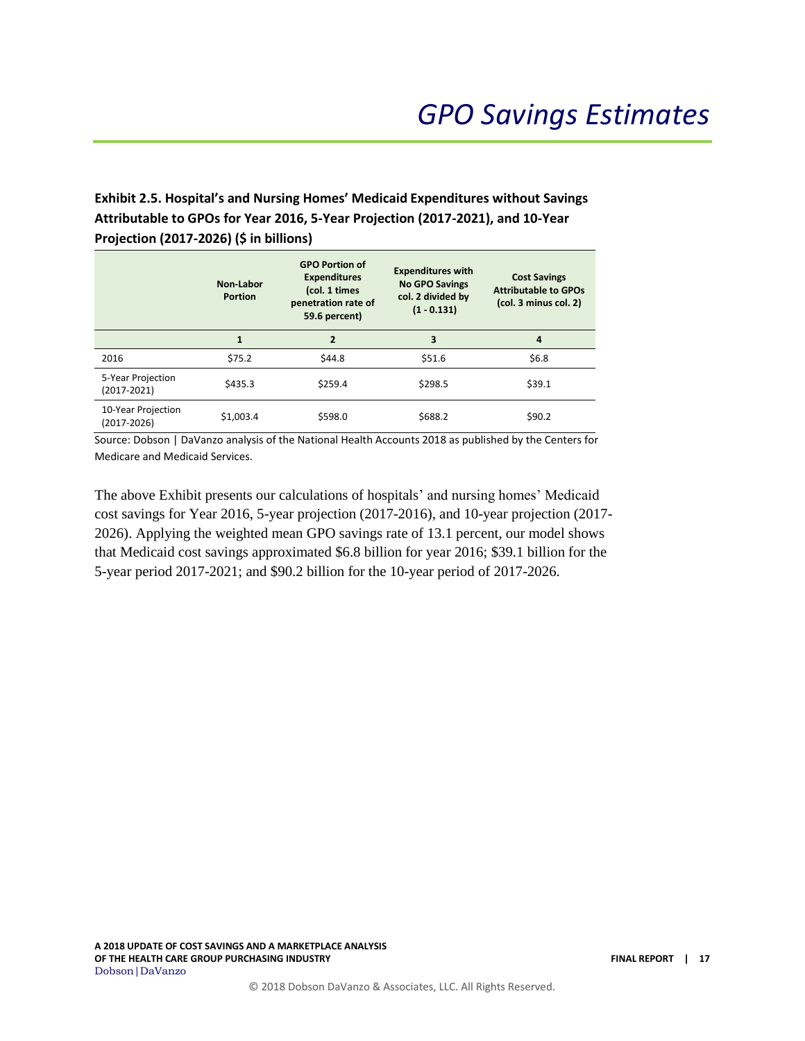# *GPO Savings Estimates*

**Exhibit 2.5. Hospital's and Nursing Homes' Medicaid Expenditures without Savings Attributable to GPOs for Year 2016, 5-Year Projection (2017-2021), and 10-Year Projection (2017-2026) ($ in billions)**

| | Non-Labor Portion | GPO Portion of Expenditures (col. 1 times penetration rate of 59.6 percent) | Expenditures with No GPO Savings col. 2 divided by (1 - 0.131) | Cost Savings Attributable to GPOs (col. 3 minus col. 2) |
|---|---|---|---|---|
| | **1** | **2** | **3** | **4** |
| 2016 | $75.2 | $44.8 | $51.6 | $6.8 |
| 5-Year Projection (2017-2021) | $435.3 | $259.4 | $298.5 | $39.1 |
| 10-Year Projection (2017-2026) | $1,003.4 | $598.0 | $688.2 | $90.2 |

Source: Dobson | DaVanzo analysis of the National Health Accounts 2018 as published by the Centers for Medicare and Medicaid Services.

The above Exhibit presents our calculations of hospitals' and nursing homes' Medicaid cost savings for Year 2016, 5-year projection (2017-2016), and 10-year projection (2017-2026). Applying the weighted mean GPO savings rate of 13.1 percent, our model shows that Medicaid cost savings approximated $6.8 billion for year 2016; $39.1 billion for the 5-year period 2017-2021; and $90.2 billion for the 10-year period of 2017-2026.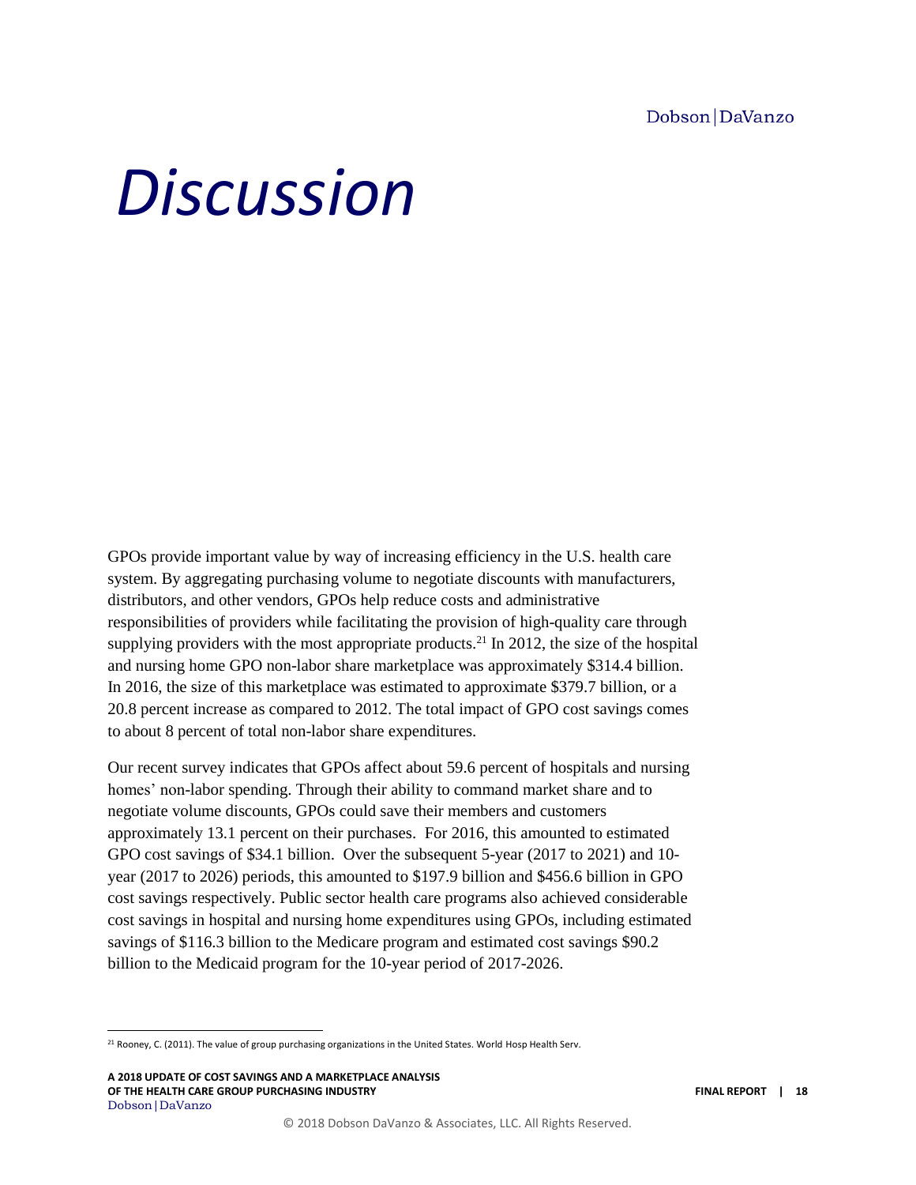# Discussion

GPOs provide important value by way of increasing efficiency in the U.S. health care system. By aggregating purchasing volume to negotiate discounts with manufacturers, distributors, and other vendors, GPOs help reduce costs and administrative responsibilities of providers while facilitating the provision of high-quality care through supplying providers with the most appropriate products.[21] In 2012, the size of the hospital and nursing home GPO non-labor share marketplace was approximately $314.4 billion. In 2016, the size of this marketplace was estimated to approximate $379.7 billion, or a 20.8 percent increase as compared to 2012. The total impact of GPO cost savings comes to about 8 percent of total non-labor share expenditures.

Our recent survey indicates that GPOs affect about 59.6 percent of hospitals and nursing homes' non-labor spending. Through their ability to command market share and to negotiate volume discounts, GPOs could save their members and customers approximately 13.1 percent on their purchases. For 2016, this amounted to estimated GPO cost savings of $34.1 billion. Over the subsequent 5-year (2017 to 2021) and 10-year (2017 to 2026) periods, this amounted to $197.9 billion and $456.6 billion in GPO cost savings respectively. Public sector health care programs also achieved considerable cost savings in hospital and nursing home expenditures using GPOs, including estimated savings of $116.3 billion to the Medicare program and estimated cost savings $90.2 billion to the Medicaid program for the 10-year period of 2017-2026.

[21] Rooney, C. (2011). The value of group purchasing organizations in the United States. World Hosp Health Serv.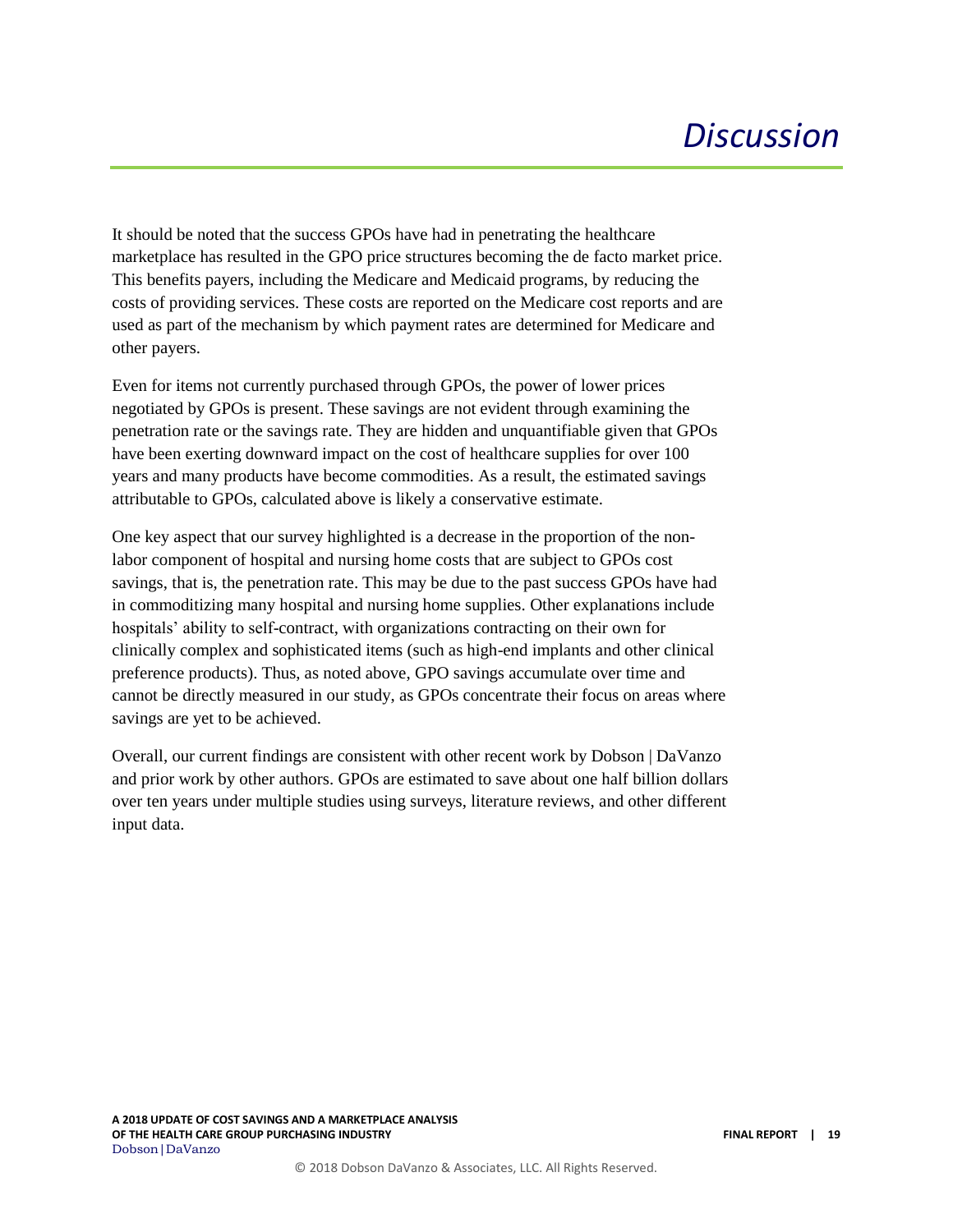# Discussion

It should be noted that the success GPOs have had in penetrating the healthcare marketplace has resulted in the GPO price structures becoming the de facto market price. This benefits payers, including the Medicare and Medicaid programs, by reducing the costs of providing services. These costs are reported on the Medicare cost reports and are used as part of the mechanism by which payment rates are determined for Medicare and other payers.

Even for items not currently purchased through GPOs, the power of lower prices negotiated by GPOs is present. These savings are not evident through examining the penetration rate or the savings rate. They are hidden and unquantifiable given that GPOs have been exerting downward impact on the cost of healthcare supplies for over 100 years and many products have become commodities. As a result, the estimated savings attributable to GPOs, calculated above is likely a conservative estimate.

One key aspect that our survey highlighted is a decrease in the proportion of the non-labor component of hospital and nursing home costs that are subject to GPOs cost savings, that is, the penetration rate. This may be due to the past success GPOs have had in commoditizing many hospital and nursing home supplies. Other explanations include hospitals' ability to self-contract, with organizations contracting on their own for clinically complex and sophisticated items (such as high-end implants and other clinical preference products). Thus, as noted above, GPO savings accumulate over time and cannot be directly measured in our study, as GPOs concentrate their focus on areas where savings are yet to be achieved.

Overall, our current findings are consistent with other recent work by Dobson | DaVanzo and prior work by other authors. GPOs are estimated to save about one half billion dollars over ten years under multiple studies using surveys, literature reviews, and other different input data.